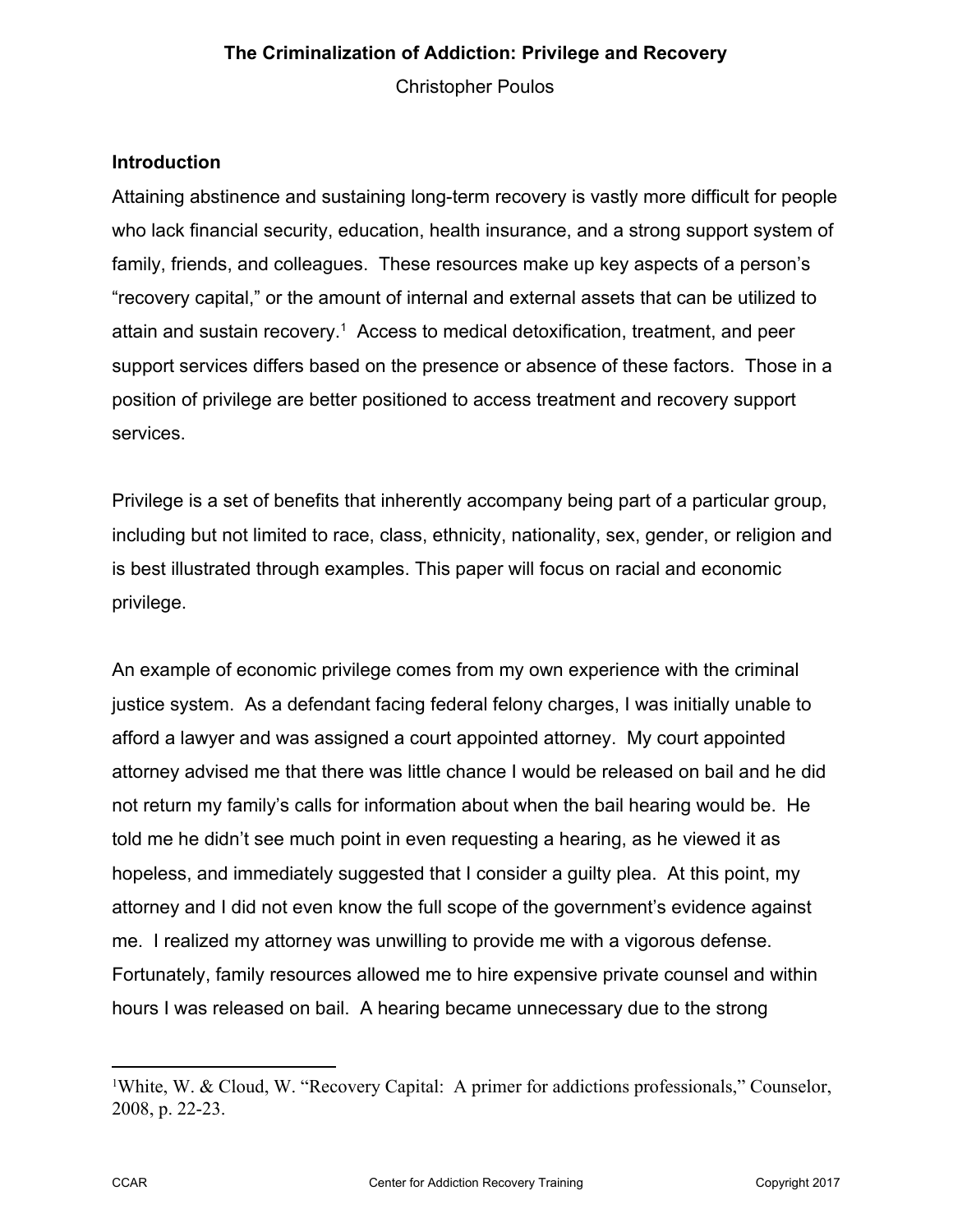# The Criminalization of Addiction: Privilege and Recovery

Christopher Poulos

## Introduction

Attaining abstinence and sustaining long-term recovery is vastly more difficult for people who lack financial security, education, health insurance, and a strong support system of family, friends, and colleagues. These resources make up key aspects of a person's "recovery capital," or the amount of internal and external assets that can be utilized to attain and sustain recovery.[1] Access to medical detoxification, treatment, and peer support services differs based on the presence or absence of these factors. Those in a position of privilege are better positioned to access treatment and recovery support services.

Privilege is a set of benefits that inherently accompany being part of a particular group, including but not limited to race, class, ethnicity, nationality, sex, gender, or religion and is best illustrated through examples. This paper will focus on racial and economic privilege.

An example of economic privilege comes from my own experience with the criminal justice system. As a defendant facing federal felony charges, I was initially unable to afford a lawyer and was assigned a court appointed attorney. My court appointed attorney advised me that there was little chance I would be released on bail and he did not return my family's calls for information about when the bail hearing would be. He told me he didn't see much point in even requesting a hearing, as he viewed it as hopeless, and immediately suggested that I consider a guilty plea. At this point, my attorney and I did not even know the full scope of the government's evidence against me. I realized my attorney was unwilling to provide me with a vigorous defense. Fortunately, family resources allowed me to hire expensive private counsel and within hours I was released on bail. A hearing became unnecessary due to the strong

---

[1] White, W. & Cloud, W. "Recovery Capital: A primer for addictions professionals," Counselor, 2008, p. 22-23.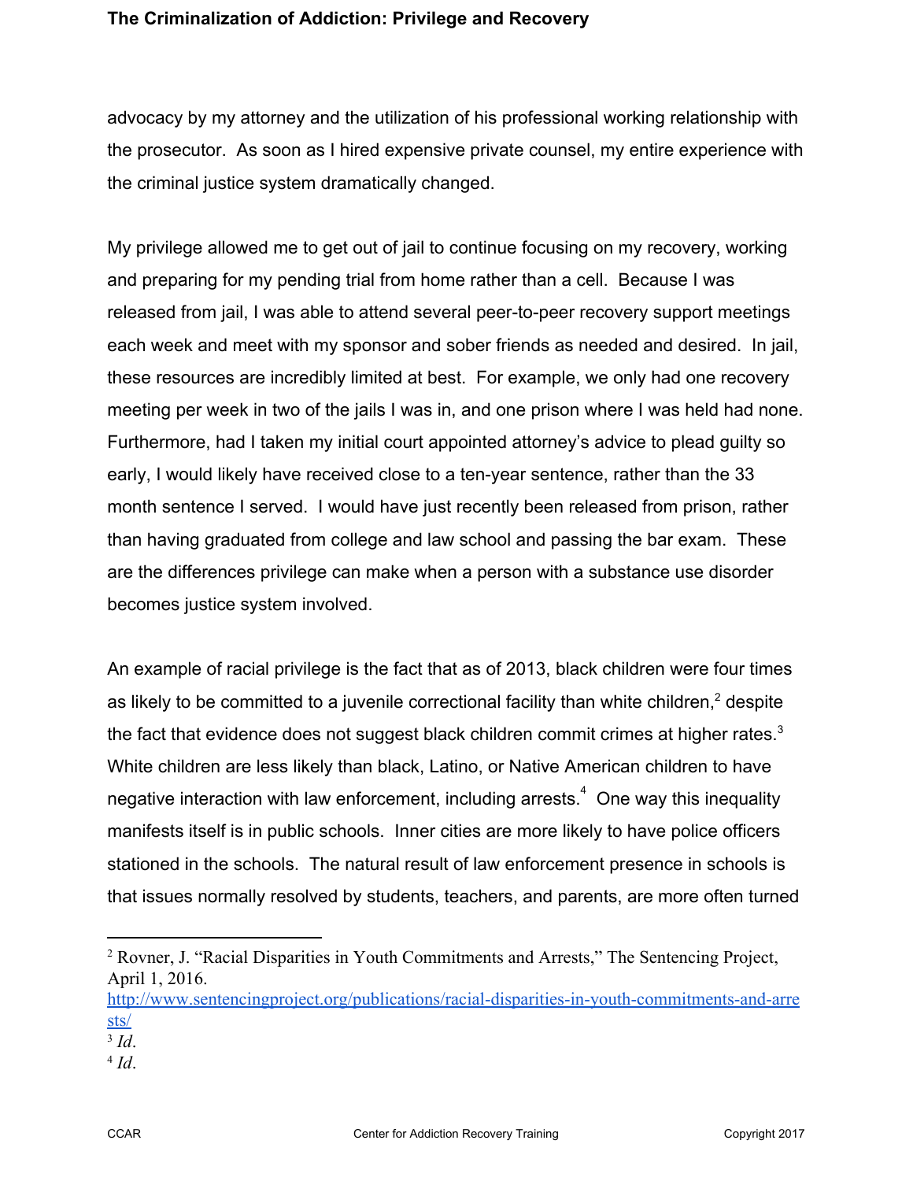advocacy by my attorney and the utilization of his professional working relationship with the prosecutor. As soon as I hired expensive private counsel, my entire experience with the criminal justice system dramatically changed.

My privilege allowed me to get out of jail to continue focusing on my recovery, working and preparing for my pending trial from home rather than a cell. Because I was released from jail, I was able to attend several peer-to-peer recovery support meetings each week and meet with my sponsor and sober friends as needed and desired. In jail, these resources are incredibly limited at best. For example, we only had one recovery meeting per week in two of the jails I was in, and one prison where I was held had none. Furthermore, had I taken my initial court appointed attorney's advice to plead guilty so early, I would likely have received close to a ten-year sentence, rather than the 33 month sentence I served. I would have just recently been released from prison, rather than having graduated from college and law school and passing the bar exam. These are the differences privilege can make when a person with a substance use disorder becomes justice system involved.

An example of racial privilege is the fact that as of 2013, black children were four times as likely to be committed to a juvenile correctional facility than white children,[2] despite the fact that evidence does not suggest black children commit crimes at higher rates.[3] White children are less likely than black, Latino, or Native American children to have negative interaction with law enforcement, including arrests.[4] One way this inequality manifests itself is in public schools. Inner cities are more likely to have police officers stationed in the schools. The natural result of law enforcement presence in schools is that issues normally resolved by students, teachers, and parents, are more often turned

---

[2] Rovner, J. "Racial Disparities in Youth Commitments and Arrests," The Sentencing Project, April 1, 2016. http://www.sentencingproject.org/publications/racial-disparities-in-youth-commitments-and-arrests/

[3] *Id*.

[4] *Id*.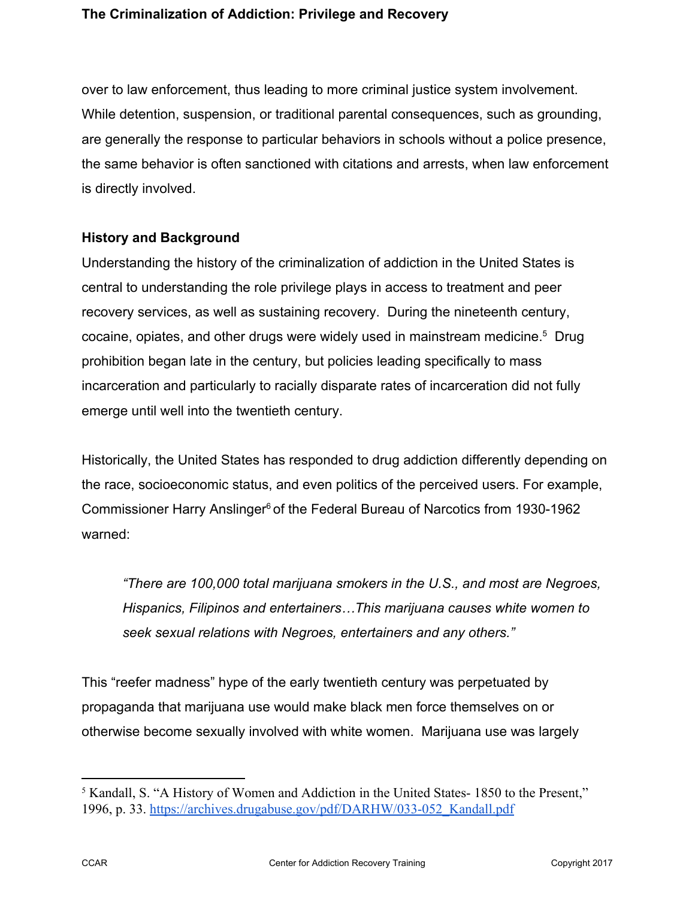over to law enforcement, thus leading to more criminal justice system involvement. While detention, suspension, or traditional parental consequences, such as grounding, are generally the response to particular behaviors in schools without a police presence, the same behavior is often sanctioned with citations and arrests, when law enforcement is directly involved.

## History and Background

Understanding the history of the criminalization of addiction in the United States is central to understanding the role privilege plays in access to treatment and peer recovery services, as well as sustaining recovery. During the nineteenth century, cocaine, opiates, and other drugs were widely used in mainstream medicine.[5] Drug prohibition began late in the century, but policies leading specifically to mass incarceration and particularly to racially disparate rates of incarceration did not fully emerge until well into the twentieth century.

Historically, the United States has responded to drug addiction differently depending on the race, socioeconomic status, and even politics of the perceived users. For example, Commissioner Harry Anslinger[6] of the Federal Bureau of Narcotics from 1930-1962 warned:

> *"There are 100,000 total marijuana smokers in the U.S., and most are Negroes, Hispanics, Filipinos and entertainers…This marijuana causes white women to seek sexual relations with Negroes, entertainers and any others."*

This "reefer madness" hype of the early twentieth century was perpetuated by propaganda that marijuana use would make black men force themselves on or otherwise become sexually involved with white women. Marijuana use was largely

---

[5] Kandall, S. "A History of Women and Addiction in the United States- 1850 to the Present," 1996, p. 33. https://archives.drugabuse.gov/pdf/DARHW/033-052_Kandall.pdf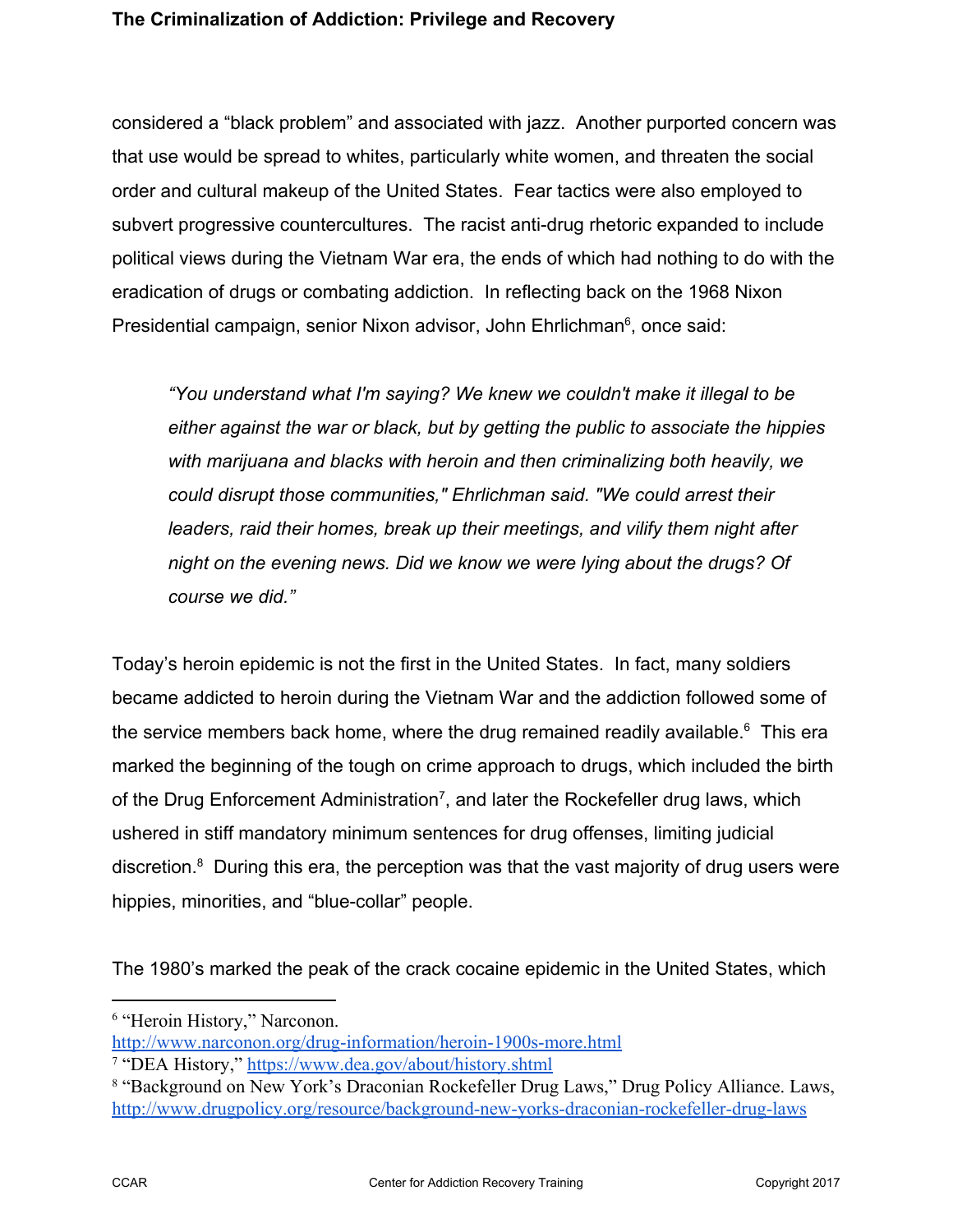considered a “black problem” and associated with jazz. Another purported concern was that use would be spread to whites, particularly white women, and threaten the social order and cultural makeup of the United States. Fear tactics were also employed to subvert progressive countercultures. The racist anti-drug rhetoric expanded to include political views during the Vietnam War era, the ends of which had nothing to do with the eradication of drugs or combating addiction. In reflecting back on the 1968 Nixon Presidential campaign, senior Nixon advisor, John Ehrlichman[6], once said:

> *“You understand what I'm saying? We knew we couldn't make it illegal to be either against the war or black, but by getting the public to associate the hippies with marijuana and blacks with heroin and then criminalizing both heavily, we could disrupt those communities," Ehrlichman said. "We could arrest their leaders, raid their homes, break up their meetings, and vilify them night after night on the evening news. Did we know we were lying about the drugs? Of course we did.”*

Today’s heroin epidemic is not the first in the United States. In fact, many soldiers became addicted to heroin during the Vietnam War and the addiction followed some of the service members back home, where the drug remained readily available.[6] This era marked the beginning of the tough on crime approach to drugs, which included the birth of the Drug Enforcement Administration[7], and later the Rockefeller drug laws, which ushered in stiff mandatory minimum sentences for drug offenses, limiting judicial discretion.[8] During this era, the perception was that the vast majority of drug users were hippies, minorities, and “blue-collar” people.

The 1980’s marked the peak of the crack cocaine epidemic in the United States, which

---

[6] “Heroin History,” Narconon. http://www.narconon.org/drug-information/heroin-1900s-more.html

[7] “DEA History,” https://www.dea.gov/about/history.shtml

[8] “Background on New York’s Draconian Rockefeller Drug Laws,” Drug Policy Alliance. Laws, http://www.drugpolicy.org/resource/background-new-yorks-draconian-rockefeller-drug-laws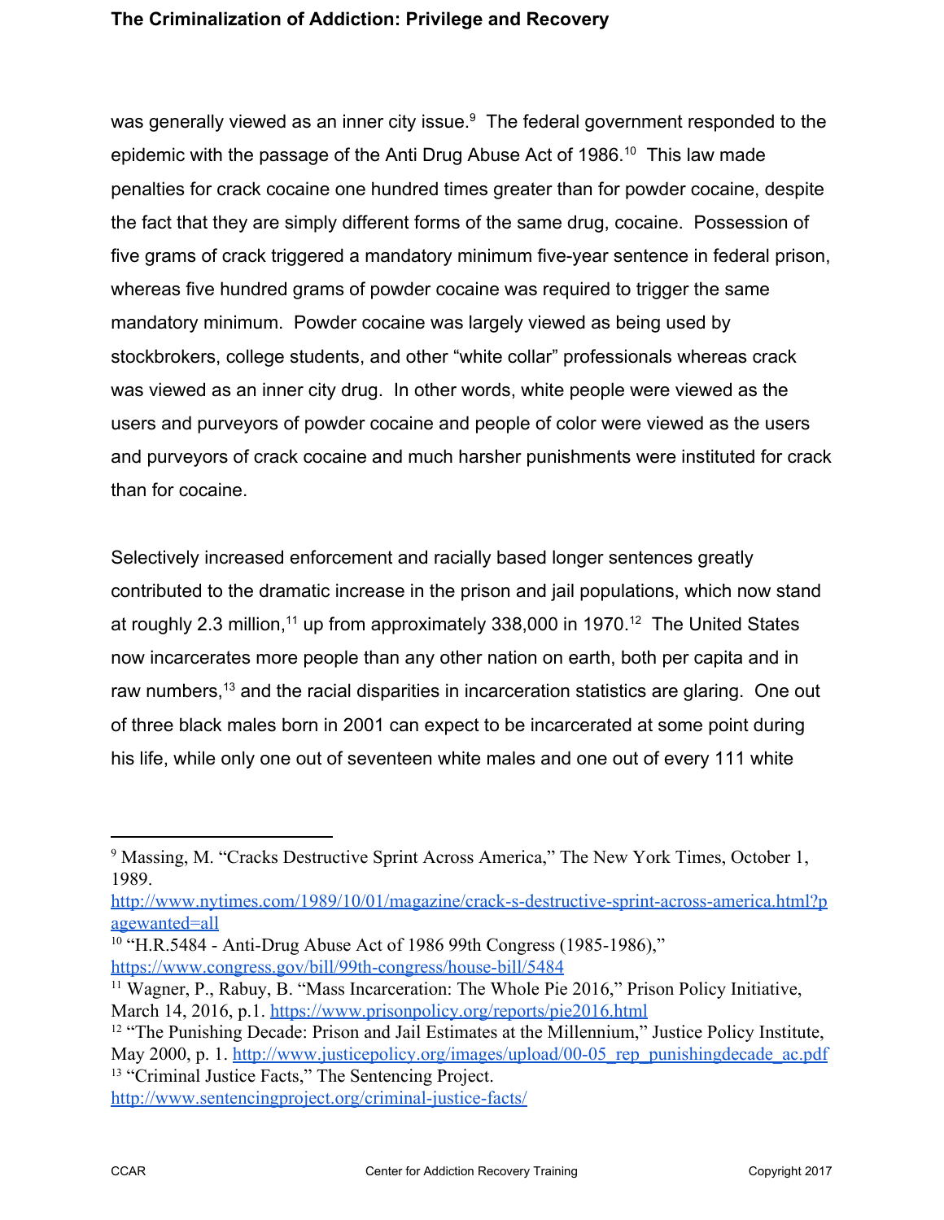was generally viewed as an inner city issue.[9] The federal government responded to the epidemic with the passage of the Anti Drug Abuse Act of 1986.[10] This law made penalties for crack cocaine one hundred times greater than for powder cocaine, despite the fact that they are simply different forms of the same drug, cocaine. Possession of five grams of crack triggered a mandatory minimum five-year sentence in federal prison, whereas five hundred grams of powder cocaine was required to trigger the same mandatory minimum. Powder cocaine was largely viewed as being used by stockbrokers, college students, and other "white collar" professionals whereas crack was viewed as an inner city drug. In other words, white people were viewed as the users and purveyors of powder cocaine and people of color were viewed as the users and purveyors of crack cocaine and much harsher punishments were instituted for crack than for cocaine.

Selectively increased enforcement and racially based longer sentences greatly contributed to the dramatic increase in the prison and jail populations, which now stand at roughly 2.3 million,[11] up from approximately 338,000 in 1970.[12] The United States now incarcerates more people than any other nation on earth, both per capita and in raw numbers,[13] and the racial disparities in incarceration statistics are glaring. One out of three black males born in 2001 can expect to be incarcerated at some point during his life, while only one out of seventeen white males and one out of every 111 white

---

[9] Massing, M. "Cracks Destructive Sprint Across America," The New York Times, October 1, 1989. http://www.nytimes.com/1989/10/01/magazine/crack-s-destructive-sprint-across-america.html?pagewanted=all

[10] "H.R.5484 - Anti-Drug Abuse Act of 1986 99th Congress (1985-1986)," https://www.congress.gov/bill/99th-congress/house-bill/5484

[11] Wagner, P., Rabuy, B. "Mass Incarceration: The Whole Pie 2016," Prison Policy Initiative, March 14, 2016, p.1. https://www.prisonpolicy.org/reports/pie2016.html

[12] "The Punishing Decade: Prison and Jail Estimates at the Millennium," Justice Policy Institute, May 2000, p. 1. http://www.justicepolicy.org/images/upload/00-05_rep_punishingdecade_ac.pdf

[13] "Criminal Justice Facts," The Sentencing Project. http://www.sentencingproject.org/criminal-justice-facts/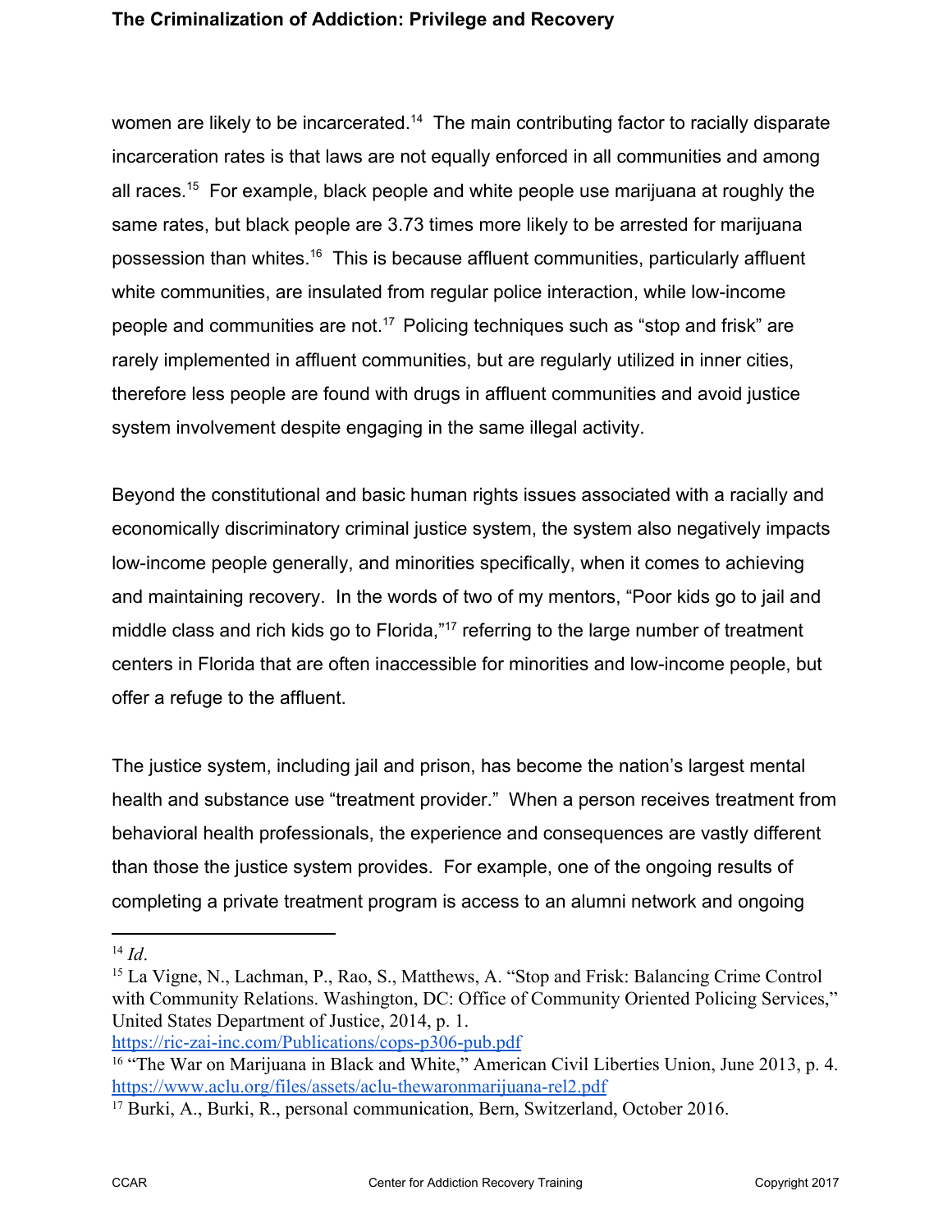women are likely to be incarcerated.[14] The main contributing factor to racially disparate incarceration rates is that laws are not equally enforced in all communities and among all races.[15] For example, black people and white people use marijuana at roughly the same rates, but black people are 3.73 times more likely to be arrested for marijuana possession than whites.[16] This is because affluent communities, particularly affluent white communities, are insulated from regular police interaction, while low-income people and communities are not.[17] Policing techniques such as "stop and frisk" are rarely implemented in affluent communities, but are regularly utilized in inner cities, therefore less people are found with drugs in affluent communities and avoid justice system involvement despite engaging in the same illegal activity.

Beyond the constitutional and basic human rights issues associated with a racially and economically discriminatory criminal justice system, the system also negatively impacts low-income people generally, and minorities specifically, when it comes to achieving and maintaining recovery. In the words of two of my mentors, "Poor kids go to jail and middle class and rich kids go to Florida,"[17] referring to the large number of treatment centers in Florida that are often inaccessible for minorities and low-income people, but offer a refuge to the affluent.

The justice system, including jail and prison, has become the nation's largest mental health and substance use "treatment provider." When a person receives treatment from behavioral health professionals, the experience and consequences are vastly different than those the justice system provides. For example, one of the ongoing results of completing a private treatment program is access to an alumni network and ongoing

---

[14] *Id*.

[15] La Vigne, N., Lachman, P., Rao, S., Matthews, A. "Stop and Frisk: Balancing Crime Control with Community Relations. Washington, DC: Office of Community Oriented Policing Services," United States Department of Justice, 2014, p. 1. https://ric-zai-inc.com/Publications/cops-p306-pub.pdf

[16] "The War on Marijuana in Black and White," American Civil Liberties Union, June 2013, p. 4. https://www.aclu.org/files/assets/aclu-thewaronmarijuana-rel2.pdf

[17] Burki, A., Burki, R., personal communication, Bern, Switzerland, October 2016.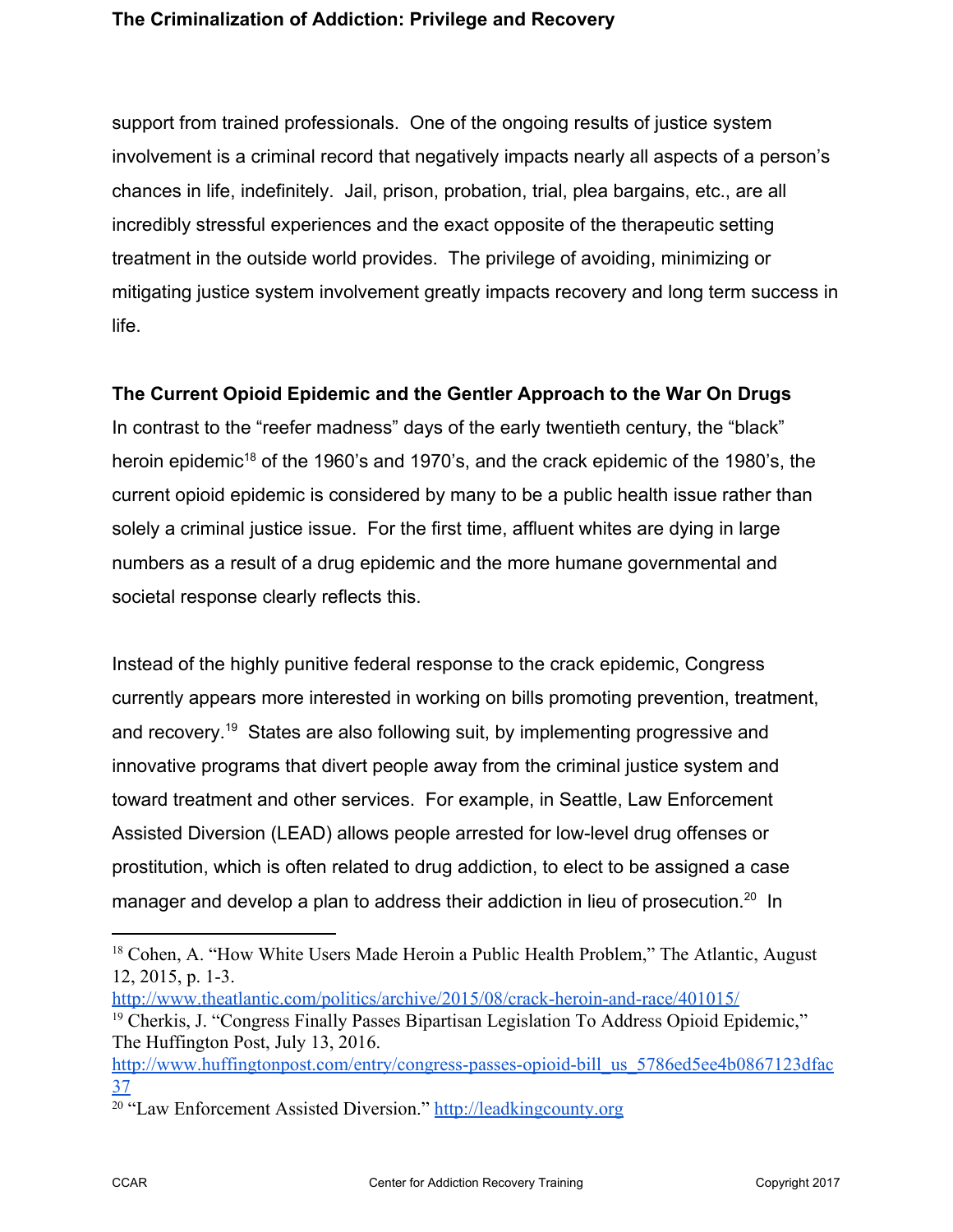support from trained professionals. One of the ongoing results of justice system involvement is a criminal record that negatively impacts nearly all aspects of a person's chances in life, indefinitely. Jail, prison, probation, trial, plea bargains, etc., are all incredibly stressful experiences and the exact opposite of the therapeutic setting treatment in the outside world provides. The privilege of avoiding, minimizing or mitigating justice system involvement greatly impacts recovery and long term success in life.

## The Current Opioid Epidemic and the Gentler Approach to the War On Drugs

In contrast to the "reefer madness" days of the early twentieth century, the "black" heroin epidemic[18] of the 1960's and 1970's, and the crack epidemic of the 1980's, the current opioid epidemic is considered by many to be a public health issue rather than solely a criminal justice issue. For the first time, affluent whites are dying in large numbers as a result of a drug epidemic and the more humane governmental and societal response clearly reflects this.

Instead of the highly punitive federal response to the crack epidemic, Congress currently appears more interested in working on bills promoting prevention, treatment, and recovery.[19] States are also following suit, by implementing progressive and innovative programs that divert people away from the criminal justice system and toward treatment and other services. For example, in Seattle, Law Enforcement Assisted Diversion (LEAD) allows people arrested for low-level drug offenses or prostitution, which is often related to drug addiction, to elect to be assigned a case manager and develop a plan to address their addiction in lieu of prosecution.[20] In

---

[18] Cohen, A. "How White Users Made Heroin a Public Health Problem," The Atlantic, August 12, 2015, p. 1-3. http://www.theatlantic.com/politics/archive/2015/08/crack-heroin-and-race/401015/

[19] Cherkis, J. "Congress Finally Passes Bipartisan Legislation To Address Opioid Epidemic," The Huffington Post, July 13, 2016. http://www.huffingtonpost.com/entry/congress-passes-opioid-bill_us_5786ed5ee4b0867123dfac37

[20] "Law Enforcement Assisted Diversion." http://leadkingcounty.org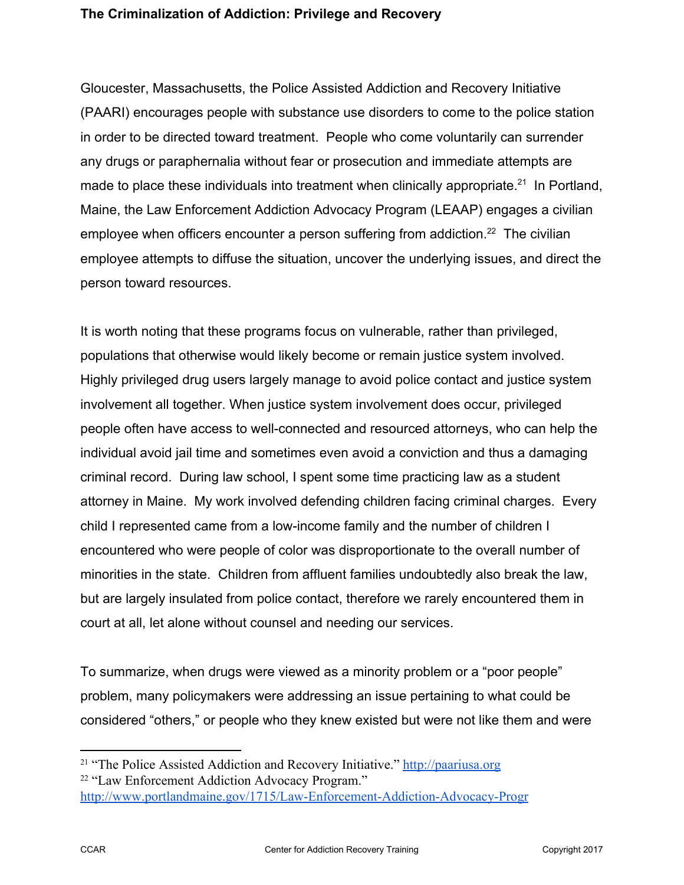Gloucester, Massachusetts, the Police Assisted Addiction and Recovery Initiative (PAARI) encourages people with substance use disorders to come to the police station in order to be directed toward treatment. People who come voluntarily can surrender any drugs or paraphernalia without fear or prosecution and immediate attempts are made to place these individuals into treatment when clinically appropriate.[21] In Portland, Maine, the Law Enforcement Addiction Advocacy Program (LEAAP) engages a civilian employee when officers encounter a person suffering from addiction.[22] The civilian employee attempts to diffuse the situation, uncover the underlying issues, and direct the person toward resources.

It is worth noting that these programs focus on vulnerable, rather than privileged, populations that otherwise would likely become or remain justice system involved. Highly privileged drug users largely manage to avoid police contact and justice system involvement all together. When justice system involvement does occur, privileged people often have access to well-connected and resourced attorneys, who can help the individual avoid jail time and sometimes even avoid a conviction and thus a damaging criminal record. During law school, I spent some time practicing law as a student attorney in Maine. My work involved defending children facing criminal charges. Every child I represented came from a low-income family and the number of children I encountered who were people of color was disproportionate to the overall number of minorities in the state. Children from affluent families undoubtedly also break the law, but are largely insulated from police contact, therefore we rarely encountered them in court at all, let alone without counsel and needing our services.

To summarize, when drugs were viewed as a minority problem or a "poor people" problem, many policymakers were addressing an issue pertaining to what could be considered "others," or people who they knew existed but were not like them and were

---

[21] "The Police Assisted Addiction and Recovery Initiative." http://paariusa.org

[22] "Law Enforcement Addiction Advocacy Program." http://www.portlandmaine.gov/1715/Law-Enforcement-Addiction-Advocacy-Progr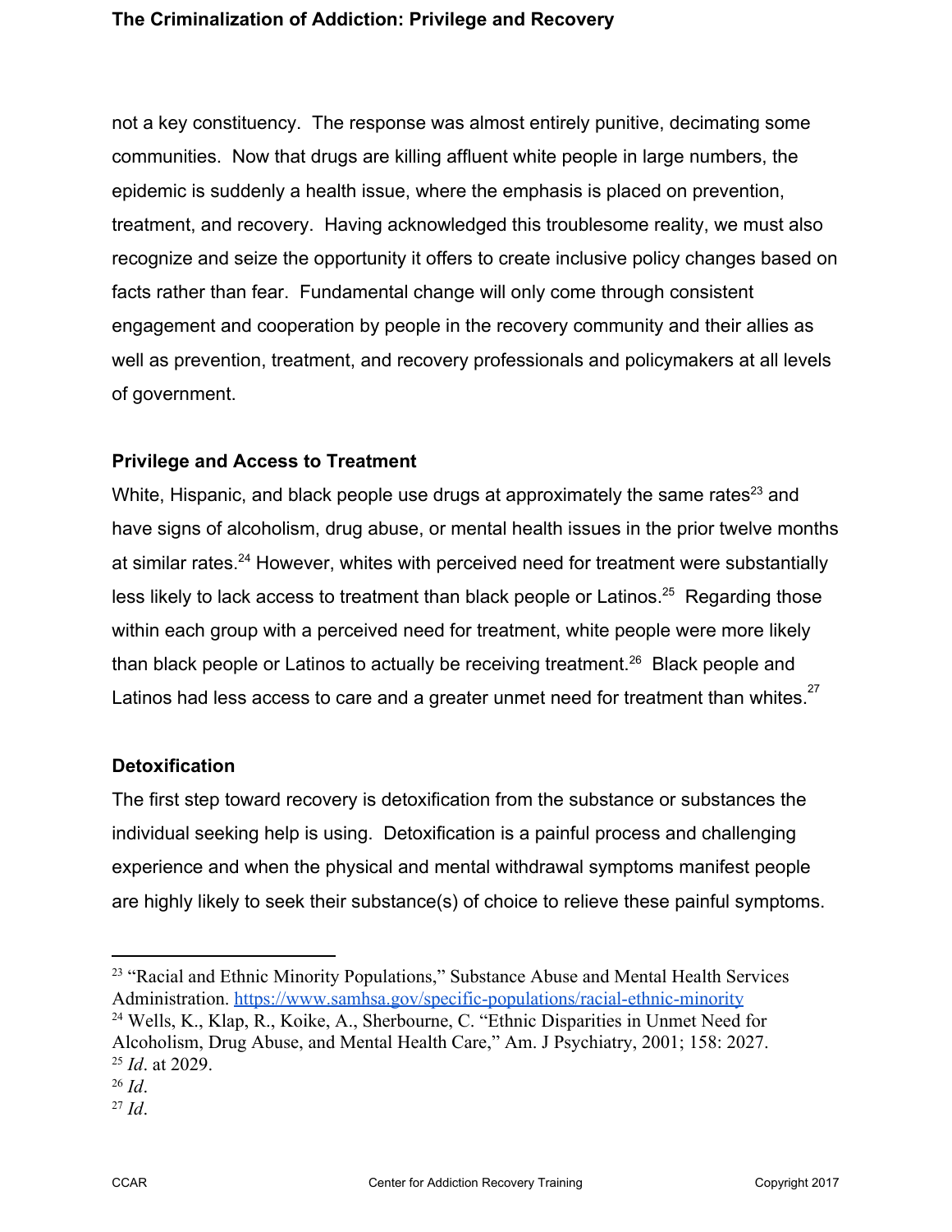not a key constituency. The response was almost entirely punitive, decimating some communities. Now that drugs are killing affluent white people in large numbers, the epidemic is suddenly a health issue, where the emphasis is placed on prevention, treatment, and recovery. Having acknowledged this troublesome reality, we must also recognize and seize the opportunity it offers to create inclusive policy changes based on facts rather than fear. Fundamental change will only come through consistent engagement and cooperation by people in the recovery community and their allies as well as prevention, treatment, and recovery professionals and policymakers at all levels of government.

### Privilege and Access to Treatment

White, Hispanic, and black people use drugs at approximately the same rates[23] and have signs of alcoholism, drug abuse, or mental health issues in the prior twelve months at similar rates.[24] However, whites with perceived need for treatment were substantially less likely to lack access to treatment than black people or Latinos.[25] Regarding those within each group with a perceived need for treatment, white people were more likely than black people or Latinos to actually be receiving treatment.[26] Black people and Latinos had less access to care and a greater unmet need for treatment than whites.[27]

### Detoxification

The first step toward recovery is detoxification from the substance or substances the individual seeking help is using. Detoxification is a painful process and challenging experience and when the physical and mental withdrawal symptoms manifest people are highly likely to seek their substance(s) of choice to relieve these painful symptoms.

---

[23] "Racial and Ethnic Minority Populations," Substance Abuse and Mental Health Services Administration. https://www.samhsa.gov/specific-populations/racial-ethnic-minority

[24] Wells, K., Klap, R., Koike, A., Sherbourne, C. "Ethnic Disparities in Unmet Need for Alcoholism, Drug Abuse, and Mental Health Care," Am. J Psychiatry, 2001; 158: 2027.

[25] *Id*. at 2029.

[26] *Id*.

[27] *Id*.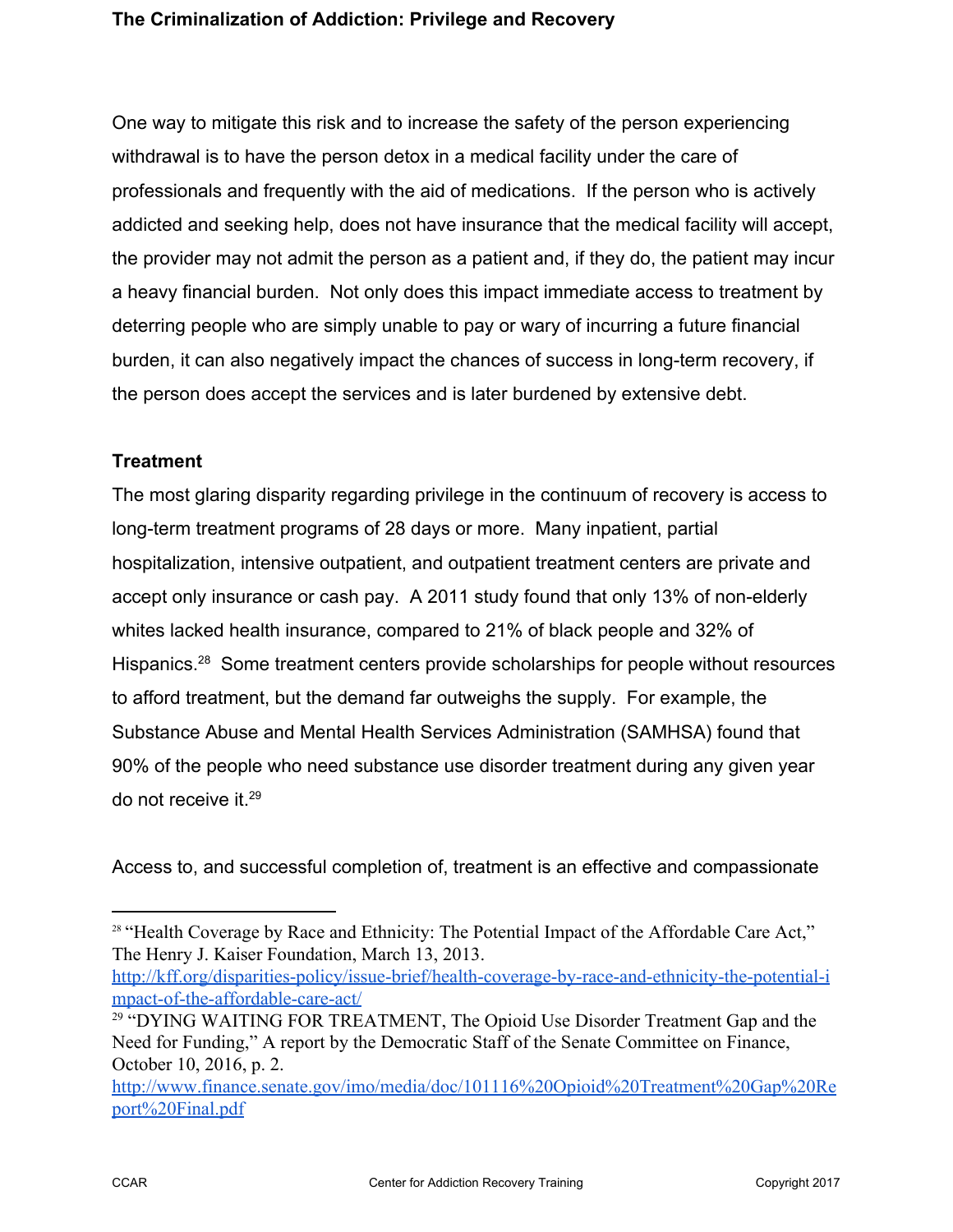One way to mitigate this risk and to increase the safety of the person experiencing withdrawal is to have the person detox in a medical facility under the care of professionals and frequently with the aid of medications. If the person who is actively addicted and seeking help, does not have insurance that the medical facility will accept, the provider may not admit the person as a patient and, if they do, the patient may incur a heavy financial burden. Not only does this impact immediate access to treatment by deterring people who are simply unable to pay or wary of incurring a future financial burden, it can also negatively impact the chances of success in long-term recovery, if the person does accept the services and is later burdened by extensive debt.

**Treatment**

The most glaring disparity regarding privilege in the continuum of recovery is access to long-term treatment programs of 28 days or more. Many inpatient, partial hospitalization, intensive outpatient, and outpatient treatment centers are private and accept only insurance or cash pay. A 2011 study found that only 13% of non-elderly whites lacked health insurance, compared to 21% of black people and 32% of Hispanics.[28] Some treatment centers provide scholarships for people without resources to afford treatment, but the demand far outweighs the supply. For example, the Substance Abuse and Mental Health Services Administration (SAMHSA) found that 90% of the people who need substance use disorder treatment during any given year do not receive it.[29]

Access to, and successful completion of, treatment is an effective and compassionate

---

[28] "Health Coverage by Race and Ethnicity: The Potential Impact of the Affordable Care Act," The Henry J. Kaiser Foundation, March 13, 2013. http://kff.org/disparities-policy/issue-brief/health-coverage-by-race-and-ethnicity-the-potential-impact-of-the-affordable-care-act/

[29] "DYING WAITING FOR TREATMENT, The Opioid Use Disorder Treatment Gap and the Need for Funding," A report by the Democratic Staff of the Senate Committee on Finance, October 10, 2016, p. 2. http://www.finance.senate.gov/imo/media/doc/101116%20Opioid%20Treatment%20Gap%20Report%20Final.pdf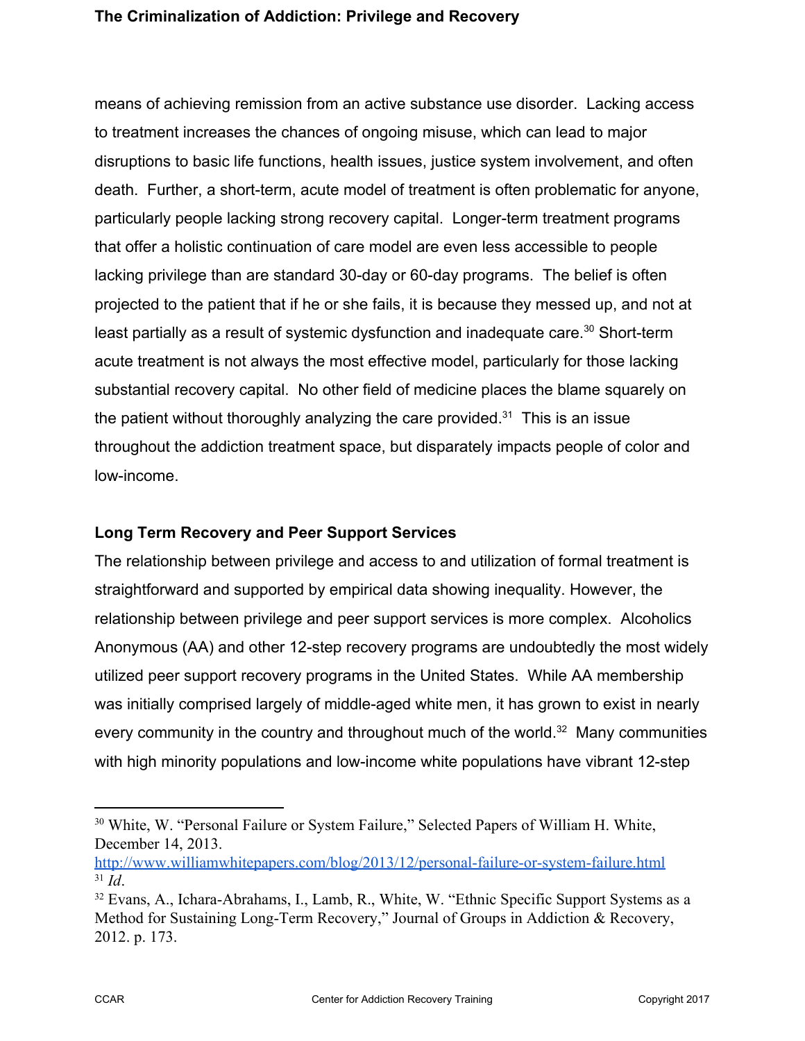means of achieving remission from an active substance use disorder. Lacking access to treatment increases the chances of ongoing misuse, which can lead to major disruptions to basic life functions, health issues, justice system involvement, and often death. Further, a short-term, acute model of treatment is often problematic for anyone, particularly people lacking strong recovery capital. Longer-term treatment programs that offer a holistic continuation of care model are even less accessible to people lacking privilege than are standard 30-day or 60-day programs. The belief is often projected to the patient that if he or she fails, it is because they messed up, and not at least partially as a result of systemic dysfunction and inadequate care.[30] Short-term acute treatment is not always the most effective model, particularly for those lacking substantial recovery capital. No other field of medicine places the blame squarely on the patient without thoroughly analyzing the care provided.[31] This is an issue throughout the addiction treatment space, but disparately impacts people of color and low-income.

**Long Term Recovery and Peer Support Services**

The relationship between privilege and access to and utilization of formal treatment is straightforward and supported by empirical data showing inequality. However, the relationship between privilege and peer support services is more complex. Alcoholics Anonymous (AA) and other 12-step recovery programs are undoubtedly the most widely utilized peer support recovery programs in the United States. While AA membership was initially comprised largely of middle-aged white men, it has grown to exist in nearly every community in the country and throughout much of the world.[32] Many communities with high minority populations and low-income white populations have vibrant 12-step

---

[30] White, W. "Personal Failure or System Failure," Selected Papers of William H. White, December 14, 2013. http://www.williamwhitepapers.com/blog/2013/12/personal-failure-or-system-failure.html

[31] *Id*.

[32] Evans, A., Ichara-Abrahams, I., Lamb, R., White, W. "Ethnic Specific Support Systems as a Method for Sustaining Long-Term Recovery," Journal of Groups in Addiction & Recovery, 2012. p. 173.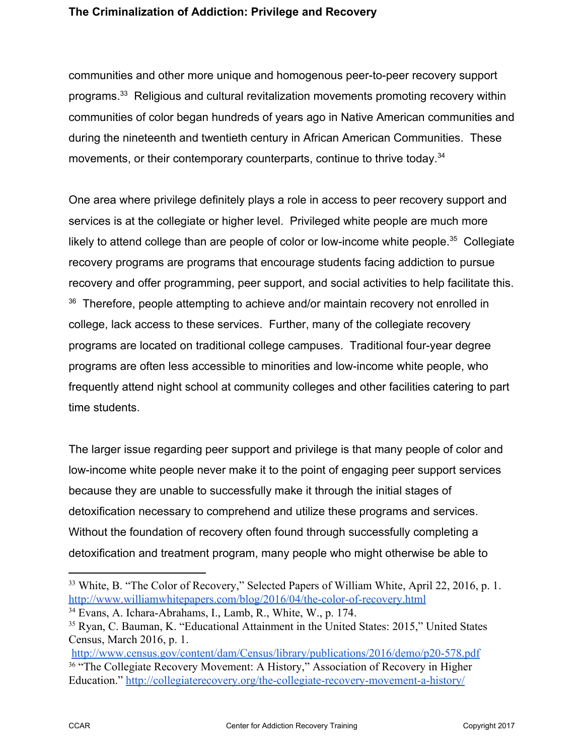communities and other more unique and homogenous peer-to-peer recovery support programs.[33] Religious and cultural revitalization movements promoting recovery within communities of color began hundreds of years ago in Native American communities and during the nineteenth and twentieth century in African American Communities. These movements, or their contemporary counterparts, continue to thrive today.[34]

One area where privilege definitely plays a role in access to peer recovery support and services is at the collegiate or higher level. Privileged white people are much more likely to attend college than are people of color or low-income white people.[35] Collegiate recovery programs are programs that encourage students facing addiction to pursue recovery and offer programming, peer support, and social activities to help facilitate this.[36] Therefore, people attempting to achieve and/or maintain recovery not enrolled in college, lack access to these services. Further, many of the collegiate recovery programs are located on traditional college campuses. Traditional four-year degree programs are often less accessible to minorities and low-income white people, who frequently attend night school at community colleges and other facilities catering to part time students.

The larger issue regarding peer support and privilege is that many people of color and low-income white people never make it to the point of engaging peer support services because they are unable to successfully make it through the initial stages of detoxification necessary to comprehend and utilize these programs and services. Without the foundation of recovery often found through successfully completing a detoxification and treatment program, many people who might otherwise be able to

---

[33] White, B. "The Color of Recovery," Selected Papers of William White, April 22, 2016, p. 1. http://www.williamwhitepapers.com/blog/2016/04/the-color-of-recovery.html

[34] Evans, A. Ichara-Abrahams, I., Lamb, R., White, W., p. 174.

[35] Ryan, C. Bauman, K. "Educational Attainment in the United States: 2015," United States Census, March 2016, p. 1. http://www.census.gov/content/dam/Census/library/publications/2016/demo/p20-578.pdf

[36] "The Collegiate Recovery Movement: A History," Association of Recovery in Higher Education." http://collegiaterecovery.org/the-collegiate-recovery-movement-a-history/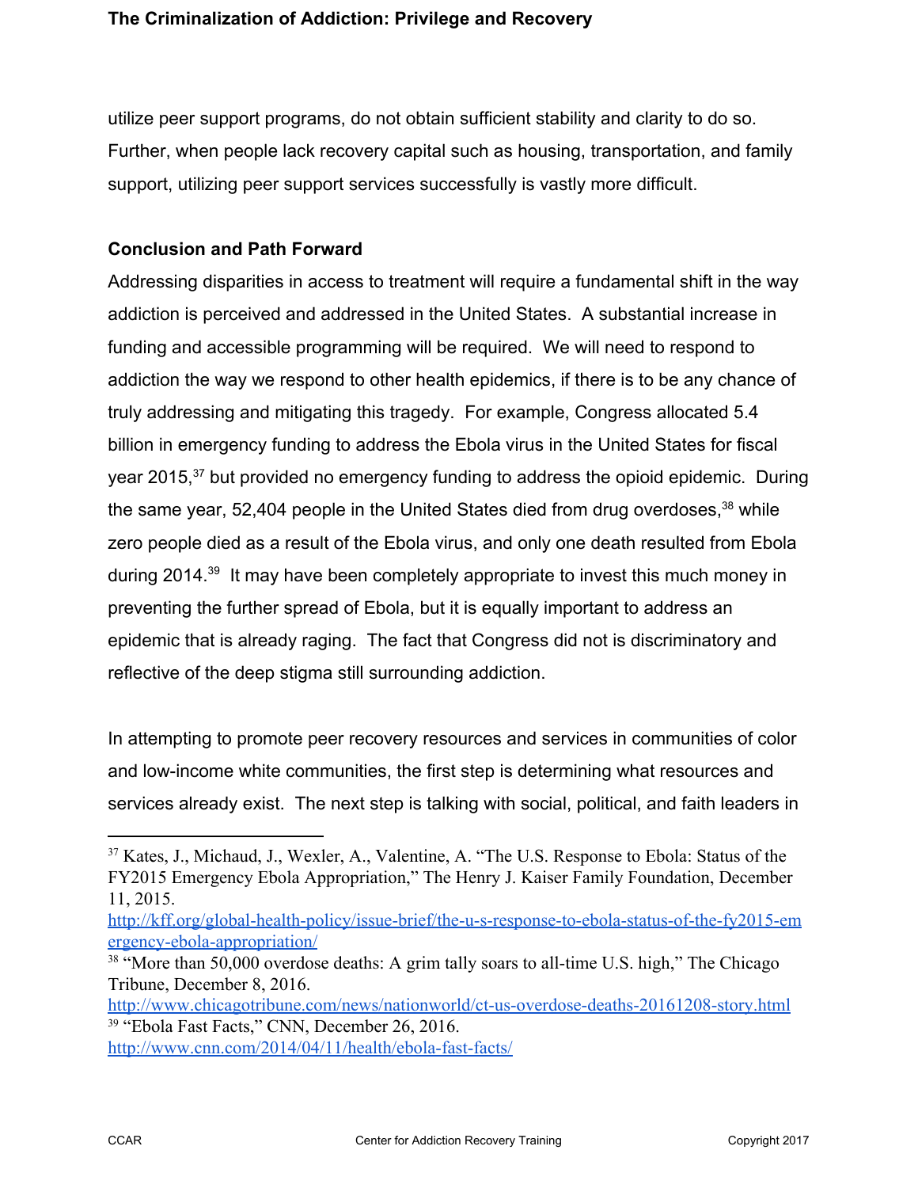utilize peer support programs, do not obtain sufficient stability and clarity to do so. Further, when people lack recovery capital such as housing, transportation, and family support, utilizing peer support services successfully is vastly more difficult.

**Conclusion and Path Forward**

Addressing disparities in access to treatment will require a fundamental shift in the way addiction is perceived and addressed in the United States. A substantial increase in funding and accessible programming will be required. We will need to respond to addiction the way we respond to other health epidemics, if there is to be any chance of truly addressing and mitigating this tragedy. For example, Congress allocated 5.4 billion in emergency funding to address the Ebola virus in the United States for fiscal year 2015,[37] but provided no emergency funding to address the opioid epidemic. During the same year, 52,404 people in the United States died from drug overdoses,[38] while zero people died as a result of the Ebola virus, and only one death resulted from Ebola during 2014.[39] It may have been completely appropriate to invest this much money in preventing the further spread of Ebola, but it is equally important to address an epidemic that is already raging. The fact that Congress did not is discriminatory and reflective of the deep stigma still surrounding addiction.

In attempting to promote peer recovery resources and services in communities of color and low-income white communities, the first step is determining what resources and services already exist. The next step is talking with social, political, and faith leaders in

---

[37] Kates, J., Michaud, J., Wexler, A., Valentine, A. "The U.S. Response to Ebola: Status of the FY2015 Emergency Ebola Appropriation," The Henry J. Kaiser Family Foundation, December 11, 2015. http://kff.org/global-health-policy/issue-brief/the-u-s-response-to-ebola-status-of-the-fy2015-emergency-ebola-appropriation/

[38] "More than 50,000 overdose deaths: A grim tally soars to all-time U.S. high," The Chicago Tribune, December 8, 2016. http://www.chicagotribune.com/news/nationworld/ct-us-overdose-deaths-20161208-story.html

[39] "Ebola Fast Facts," CNN, December 26, 2016. http://www.cnn.com/2014/04/11/health/ebola-fast-facts/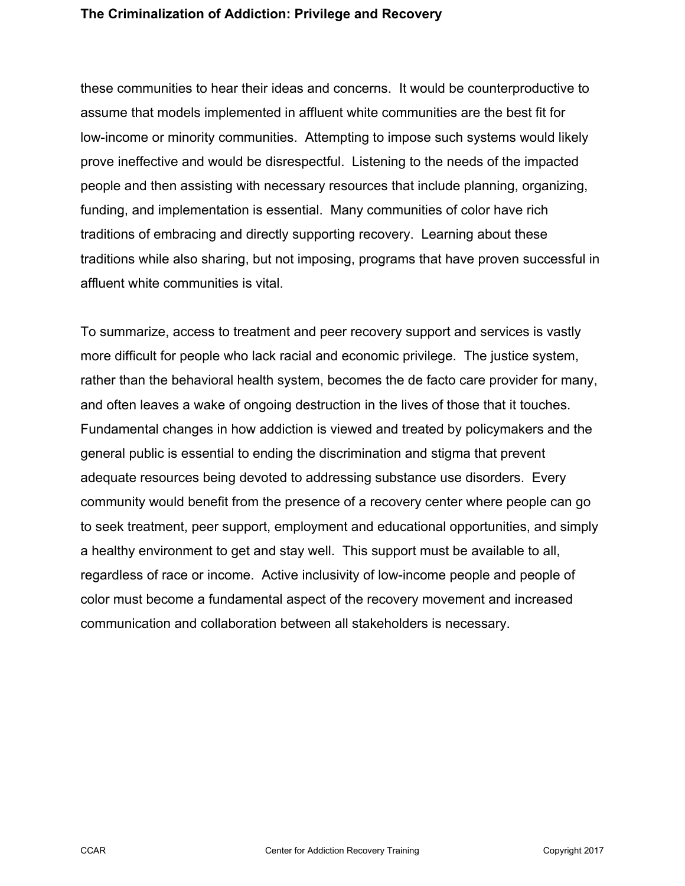these communities to hear their ideas and concerns. It would be counterproductive to assume that models implemented in affluent white communities are the best fit for low-income or minority communities. Attempting to impose such systems would likely prove ineffective and would be disrespectful. Listening to the needs of the impacted people and then assisting with necessary resources that include planning, organizing, funding, and implementation is essential. Many communities of color have rich traditions of embracing and directly supporting recovery. Learning about these traditions while also sharing, but not imposing, programs that have proven successful in affluent white communities is vital.

To summarize, access to treatment and peer recovery support and services is vastly more difficult for people who lack racial and economic privilege. The justice system, rather than the behavioral health system, becomes the de facto care provider for many, and often leaves a wake of ongoing destruction in the lives of those that it touches. Fundamental changes in how addiction is viewed and treated by policymakers and the general public is essential to ending the discrimination and stigma that prevent adequate resources being devoted to addressing substance use disorders. Every community would benefit from the presence of a recovery center where people can go to seek treatment, peer support, employment and educational opportunities, and simply a healthy environment to get and stay well. This support must be available to all, regardless of race or income. Active inclusivity of low-income people and people of color must become a fundamental aspect of the recovery movement and increased communication and collaboration between all stakeholders is necessary.